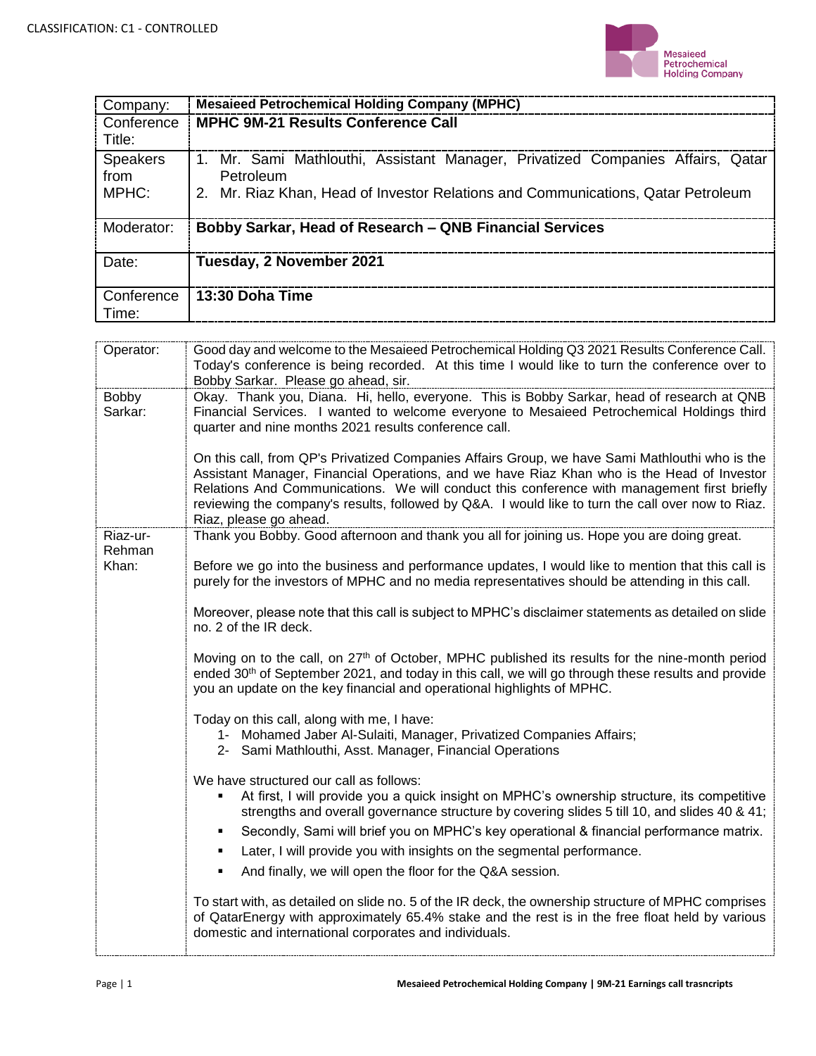| | |
|---|---|
| Company: | **Mesaieed Petrochemical Holding Company (MPHC)** |
| Conference Title: | **MPHC 9M-21 Results Conference Call** |
| Speakers from MPHC: | 1. Mr. Sami Mathlouthi, Assistant Manager, Privatized Companies Affairs, Qatar Petroleum<br>2. Mr. Riaz Khan, Head of Investor Relations and Communications, Qatar Petroleum |
| Moderator: | **Bobby Sarkar, Head of Research – QNB Financial Services** |
| Date: | **Tuesday, 2 November 2021** |
| Conference Time: | **13:30 Doha Time** |

| | |
|---|---|
| Operator: | Good day and welcome to the Mesaieed Petrochemical Holding Q3 2021 Results Conference Call. Today's conference is being recorded. At this time I would like to turn the conference over to Bobby Sarkar. Please go ahead, sir. |
| Bobby Sarkar: | Okay. Thank you, Diana. Hi, hello, everyone. This is Bobby Sarkar, head of research at QNB Financial Services. I wanted to welcome everyone to Mesaieed Petrochemical Holdings third quarter and nine months 2021 results conference call.<br><br>On this call, from QP's Privatized Companies Affairs Group, we have Sami Mathlouthi who is the Assistant Manager, Financial Operations, and we have Riaz Khan who is the Head of Investor Relations And Communications. We will conduct this conference with management first briefly reviewing the company's results, followed by Q&A. I would like to turn the call over now to Riaz. Riaz, please go ahead. |
| Riaz-ur-Rehman Khan: | Thank you Bobby. Good afternoon and thank you all for joining us. Hope you are doing great.<br><br>Before we go into the business and performance updates, I would like to mention that this call is purely for the investors of MPHC and no media representatives should be attending in this call.<br><br>Moreover, please note that this call is subject to MPHC's disclaimer statements as detailed on slide no. 2 of the IR deck.<br><br>Moving on to the call, on 27th of October, MPHC published its results for the nine-month period ended 30th of September 2021, and today in this call, we will go through these results and provide you an update on the key financial and operational highlights of MPHC.<br><br>Today on this call, along with me, I have:<br>1- Mohamed Jaber Al-Sulaiti, Manager, Privatized Companies Affairs;<br>2- Sami Mathlouthi, Asst. Manager, Financial Operations<br><br>We have structured our call as follows:<br>▪ At first, I will provide you a quick insight on MPHC's ownership structure, its competitive strengths and overall governance structure by covering slides 5 till 10, and slides 40 & 41;<br>▪ Secondly, Sami will brief you on MPHC's key operational & financial performance matrix.<br>▪ Later, I will provide you with insights on the segmental performance.<br>▪ And finally, we will open the floor for the Q&A session.<br><br>To start with, as detailed on slide no. 5 of the IR deck, the ownership structure of MPHC comprises of QatarEnergy with approximately 65.4% stake and the rest is in the free float held by various domestic and international corporates and individuals. |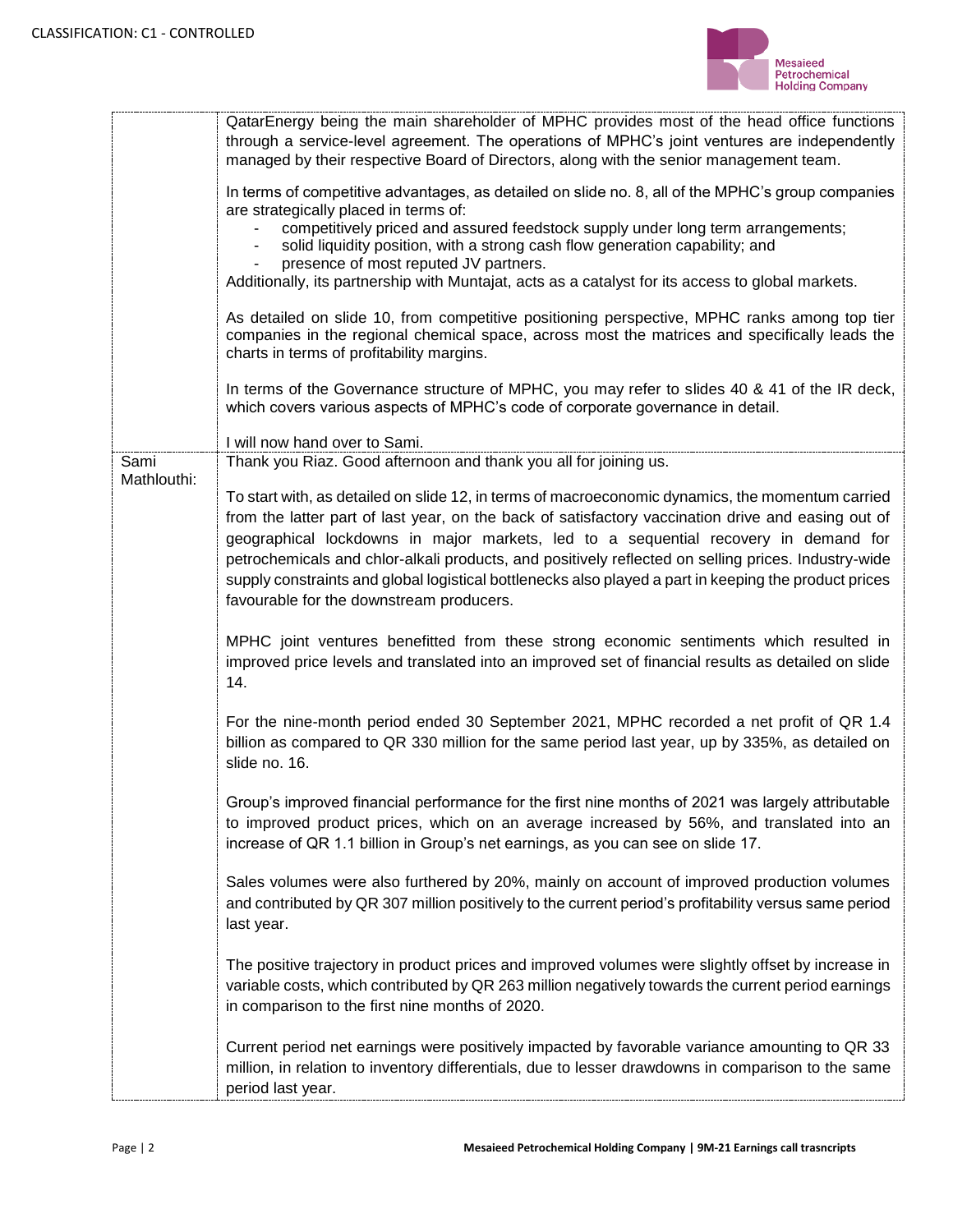| | |
|---|---|
| | QatarEnergy being the main shareholder of MPHC provides most of the head office functions through a service-level agreement. The operations of MPHC's joint ventures are independently managed by their respective Board of Directors, along with the senior management team.<br><br>In terms of competitive advantages, as detailed on slide no. 8, all of the MPHC's group companies are strategically placed in terms of:<br>- competitively priced and assured feedstock supply under long term arrangements;<br>- solid liquidity position, with a strong cash flow generation capability; and<br>- presence of most reputed JV partners.<br><br>Additionally, its partnership with Muntajat, acts as a catalyst for its access to global markets.<br><br>As detailed on slide 10, from competitive positioning perspective, MPHC ranks among top tier companies in the regional chemical space, across most the matrices and specifically leads the charts in terms of profitability margins.<br><br>In terms of the Governance structure of MPHC, you may refer to slides 40 & 41 of the IR deck, which covers various aspects of MPHC's code of corporate governance in detail.<br><br>I will now hand over to Sami. |
| Sami Mathlouthi: | Thank you Riaz. Good afternoon and thank you all for joining us.<br><br>To start with, as detailed on slide 12, in terms of macroeconomic dynamics, the momentum carried from the latter part of last year, on the back of satisfactory vaccination drive and easing out of geographical lockdowns in major markets, led to a sequential recovery in demand for petrochemicals and chlor-alkali products, and positively reflected on selling prices. Industry-wide supply constraints and global logistical bottlenecks also played a part in keeping the product prices favourable for the downstream producers.<br><br>MPHC joint ventures benefitted from these strong economic sentiments which resulted in improved price levels and translated into an improved set of financial results as detailed on slide 14.<br><br>For the nine-month period ended 30 September 2021, MPHC recorded a net profit of QR 1.4 billion as compared to QR 330 million for the same period last year, up by 335%, as detailed on slide no. 16.<br><br>Group's improved financial performance for the first nine months of 2021 was largely attributable to improved product prices, which on an average increased by 56%, and translated into an increase of QR 1.1 billion in Group's net earnings, as you can see on slide 17.<br><br>Sales volumes were also furthered by 20%, mainly on account of improved production volumes and contributed by QR 307 million positively to the current period's profitability versus same period last year.<br><br>The positive trajectory in product prices and improved volumes were slightly offset by increase in variable costs, which contributed by QR 263 million negatively towards the current period earnings in comparison to the first nine months of 2020.<br><br>Current period net earnings were positively impacted by favorable variance amounting to QR 33 million, in relation to inventory differentials, due to lesser drawdowns in comparison to the same period last year. |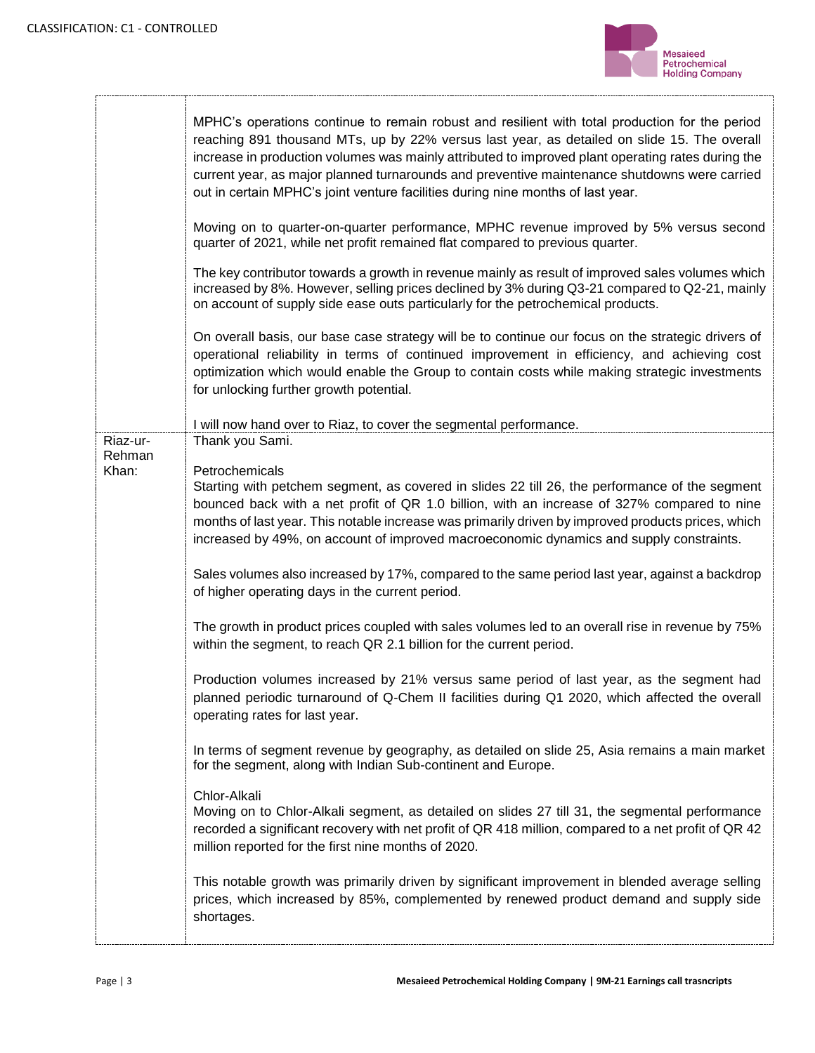| | |
|---|---|
| | MPHC's operations continue to remain robust and resilient with total production for the period reaching 891 thousand MTs, up by 22% versus last year, as detailed on slide 15. The overall increase in production volumes was mainly attributed to improved plant operating rates during the current year, as major planned turnarounds and preventive maintenance shutdowns were carried out in certain MPHC's joint venture facilities during nine months of last year.<br><br>Moving on to quarter-on-quarter performance, MPHC revenue improved by 5% versus second quarter of 2021, while net profit remained flat compared to previous quarter.<br><br>The key contributor towards a growth in revenue mainly as result of improved sales volumes which increased by 8%. However, selling prices declined by 3% during Q3-21 compared to Q2-21, mainly on account of supply side ease outs particularly for the petrochemical products.<br><br>On overall basis, our base case strategy will be to continue our focus on the strategic drivers of operational reliability in terms of continued improvement in efficiency, and achieving cost optimization which would enable the Group to contain costs while making strategic investments for unlocking further growth potential.<br><br>I will now hand over to Riaz, to cover the segmental performance. |
| Riaz-ur-Rehman Khan: | Thank you Sami.<br><br>Petrochemicals<br>Starting with petchem segment, as covered in slides 22 till 26, the performance of the segment bounced back with a net profit of QR 1.0 billion, with an increase of 327% compared to nine months of last year. This notable increase was primarily driven by improved products prices, which increased by 49%, on account of improved macroeconomic dynamics and supply constraints.<br><br>Sales volumes also increased by 17%, compared to the same period last year, against a backdrop of higher operating days in the current period.<br><br>The growth in product prices coupled with sales volumes led to an overall rise in revenue by 75% within the segment, to reach QR 2.1 billion for the current period.<br><br>Production volumes increased by 21% versus same period of last year, as the segment had planned periodic turnaround of Q-Chem II facilities during Q1 2020, which affected the overall operating rates for last year.<br><br>In terms of segment revenue by geography, as detailed on slide 25, Asia remains a main market for the segment, along with Indian Sub-continent and Europe.<br><br>Chlor-Alkali<br>Moving on to Chlor-Alkali segment, as detailed on slides 27 till 31, the segmental performance recorded a significant recovery with net profit of QR 418 million, compared to a net profit of QR 42 million reported for the first nine months of 2020.<br><br>This notable growth was primarily driven by significant improvement in blended average selling prices, which increased by 85%, complemented by renewed product demand and supply side shortages. |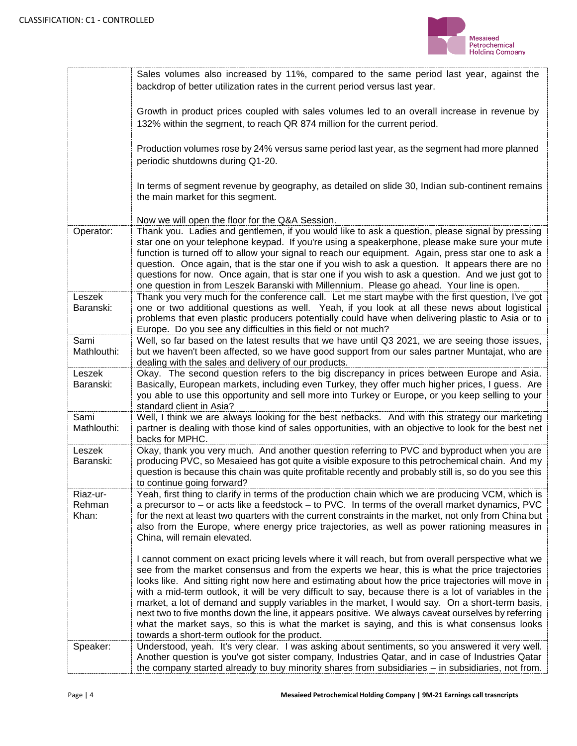| | |
|---|---|
| | Sales volumes also increased by 11%, compared to the same period last year, against the backdrop of better utilization rates in the current period versus last year.<br><br>Growth in product prices coupled with sales volumes led to an overall increase in revenue by 132% within the segment, to reach QR 874 million for the current period.<br><br>Production volumes rose by 24% versus same period last year, as the segment had more planned periodic shutdowns during Q1-20.<br><br>In terms of segment revenue by geography, as detailed on slide 30, Indian sub-continent remains the main market for this segment.<br><br>Now we will open the floor for the Q&A Session. |
| Operator: | Thank you. Ladies and gentlemen, if you would like to ask a question, please signal by pressing star one on your telephone keypad. If you're using a speakerphone, please make sure your mute function is turned off to allow your signal to reach our equipment. Again, press star one to ask a question. Once again, that is the star one if you wish to ask a question. It appears there are no questions for now. Once again, that is star one if you wish to ask a question. And we just got to one question in from Leszek Baranski with Millennium. Please go ahead. Your line is open. |
| Leszek Baranski: | Thank you very much for the conference call. Let me start maybe with the first question, I've got one or two additional questions as well. Yeah, if you look at all these news about logistical problems that even plastic producers potentially could have when delivering plastic to Asia or to Europe. Do you see any difficulties in this field or not much? |
| Sami Mathlouthi: | Well, so far based on the latest results that we have until Q3 2021, we are seeing those issues, but we haven't been affected, so we have good support from our sales partner Muntajat, who are dealing with the sales and delivery of our products. |
| Leszek Baranski: | Okay. The second question refers to the big discrepancy in prices between Europe and Asia. Basically, European markets, including even Turkey, they offer much higher prices, I guess. Are you able to use this opportunity and sell more into Turkey or Europe, or you keep selling to your standard client in Asia? |
| Sami Mathlouthi: | Well, I think we are always looking for the best netbacks. And with this strategy our marketing partner is dealing with those kind of sales opportunities, with an objective to look for the best net backs for MPHC. |
| Leszek Baranski: | Okay, thank you very much. And another question referring to PVC and byproduct when you are producing PVC, so Mesaieed has got quite a visible exposure to this petrochemical chain. And my question is because this chain was quite profitable recently and probably still is, so do you see this to continue going forward? |
| Riaz-ur-Rehman Khan: | Yeah, first thing to clarify in terms of the production chain which we are producing VCM, which is a precursor to – or acts like a feedstock – to PVC. In terms of the overall market dynamics, PVC for the next at least two quarters with the current constraints in the market, not only from China but also from the Europe, where energy price trajectories, as well as power rationing measures in China, will remain elevated.<br><br>I cannot comment on exact pricing levels where it will reach, but from overall perspective what we see from the market consensus and from the experts we hear, this is what the price trajectories looks like. And sitting right now here and estimating about how the price trajectories will move in with a mid-term outlook, it will be very difficult to say, because there is a lot of variables in the market, a lot of demand and supply variables in the market, I would say. On a short-term basis, next two to five months down the line, it appears positive. We always caveat ourselves by referring what the market says, so this is what the market is saying, and this is what consensus looks towards a short-term outlook for the product. |
| Speaker: | Understood, yeah. It's very clear. I was asking about sentiments, so you answered it very well. Another question is you've got sister company, Industries Qatar, and in case of Industries Qatar the company started already to buy minority shares from subsidiaries – in subsidiaries, not from. |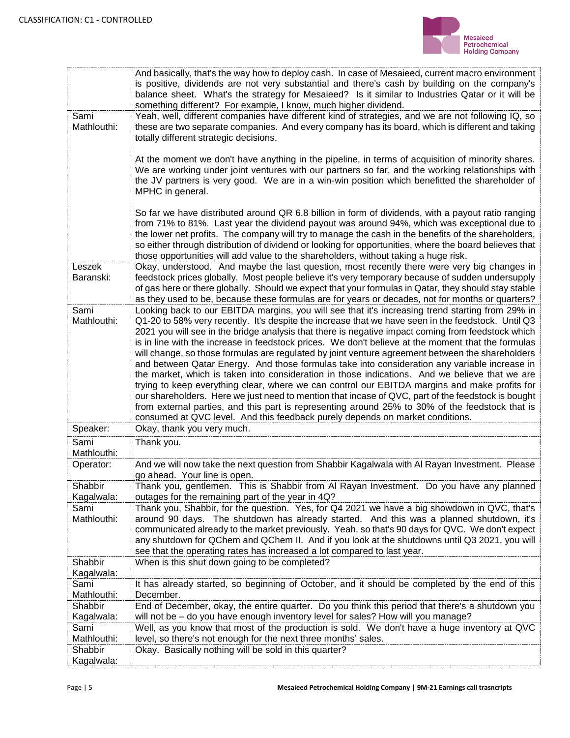| | |
|---|---|
| | And basically, that's the way how to deploy cash. In case of Mesaieed, current macro environment is positive, dividends are not very substantial and there's cash by building on the company's balance sheet. What's the strategy for Mesaieed? Is it similar to Industries Qatar or it will be something different? For example, I know, much higher dividend. |
| Sami Mathlouthi: | Yeah, well, different companies have different kind of strategies, and we are not following IQ, so these are two separate companies. And every company has its board, which is different and taking totally different strategic decisions.<br><br>At the moment we don't have anything in the pipeline, in terms of acquisition of minority shares. We are working under joint ventures with our partners so far, and the working relationships with the JV partners is very good. We are in a win-win position which benefitted the shareholder of MPHC in general.<br><br>So far we have distributed around QR 6.8 billion in form of dividends, with a payout ratio ranging from 71% to 81%. Last year the dividend payout was around 94%, which was exceptional due to the lower net profits. The company will try to manage the cash in the benefits of the shareholders, so either through distribution of dividend or looking for opportunities, where the board believes that those opportunities will add value to the shareholders, without taking a huge risk. |
| Leszek Baranski: | Okay, understood. And maybe the last question, most recently there were very big changes in feedstock prices globally. Most people believe it's very temporary because of sudden undersupply of gas here or there globally. Should we expect that your formulas in Qatar, they should stay stable as they used to be, because these formulas are for years or decades, not for months or quarters? |
| Sami Mathlouthi: | Looking back to our EBITDA margins, you will see that it's increasing trend starting from 29% in Q1-20 to 58% very recently. It's despite the increase that we have seen in the feedstock. Until Q3 2021 you will see in the bridge analysis that there is negative impact coming from feedstock which is in line with the increase in feedstock prices. We don't believe at the moment that the formulas will change, so those formulas are regulated by joint venture agreement between the shareholders and between Qatar Energy. And those formulas take into consideration any variable increase in the market, which is taken into consideration in those indications. And we believe that we are trying to keep everything clear, where we can control our EBITDA margins and make profits for our shareholders. Here we just need to mention that incase of QVC, part of the feedstock is bought from external parties, and this part is representing around 25% to 30% of the feedstock that is consumed at QVC level. And this feedback purely depends on market conditions. |
| Speaker: | Okay, thank you very much. |
| Sami Mathlouthi: | Thank you. |
| Operator: | And we will now take the next question from Shabbir Kagalwala with Al Rayan Investment. Please go ahead. Your line is open. |
| Shabbir Kagalwala: | Thank you, gentlemen. This is Shabbir from Al Rayan Investment. Do you have any planned outages for the remaining part of the year in 4Q? |
| Sami Mathlouthi: | Thank you, Shabbir, for the question. Yes, for Q4 2021 we have a big showdown in QVC, that's around 90 days. The shutdown has already started. And this was a planned shutdown, it's communicated already to the market previously. Yeah, so that's 90 days for QVC. We don't expect any shutdown for QChem and QChem II. And if you look at the shutdowns until Q3 2021, you will see that the operating rates has increased a lot compared to last year. |
| Shabbir Kagalwala: | When is this shut down going to be completed? |
| Sami Mathlouthi: | It has already started, so beginning of October, and it should be completed by the end of this December. |
| Shabbir Kagalwala: | End of December, okay, the entire quarter. Do you think this period that there's a shutdown you will not be – do you have enough inventory level for sales? How will you manage? |
| Sami Mathlouthi: | Well, as you know that most of the production is sold. We don't have a huge inventory at QVC level, so there's not enough for the next three months' sales. |
| Shabbir Kagalwala: | Okay. Basically nothing will be sold in this quarter? |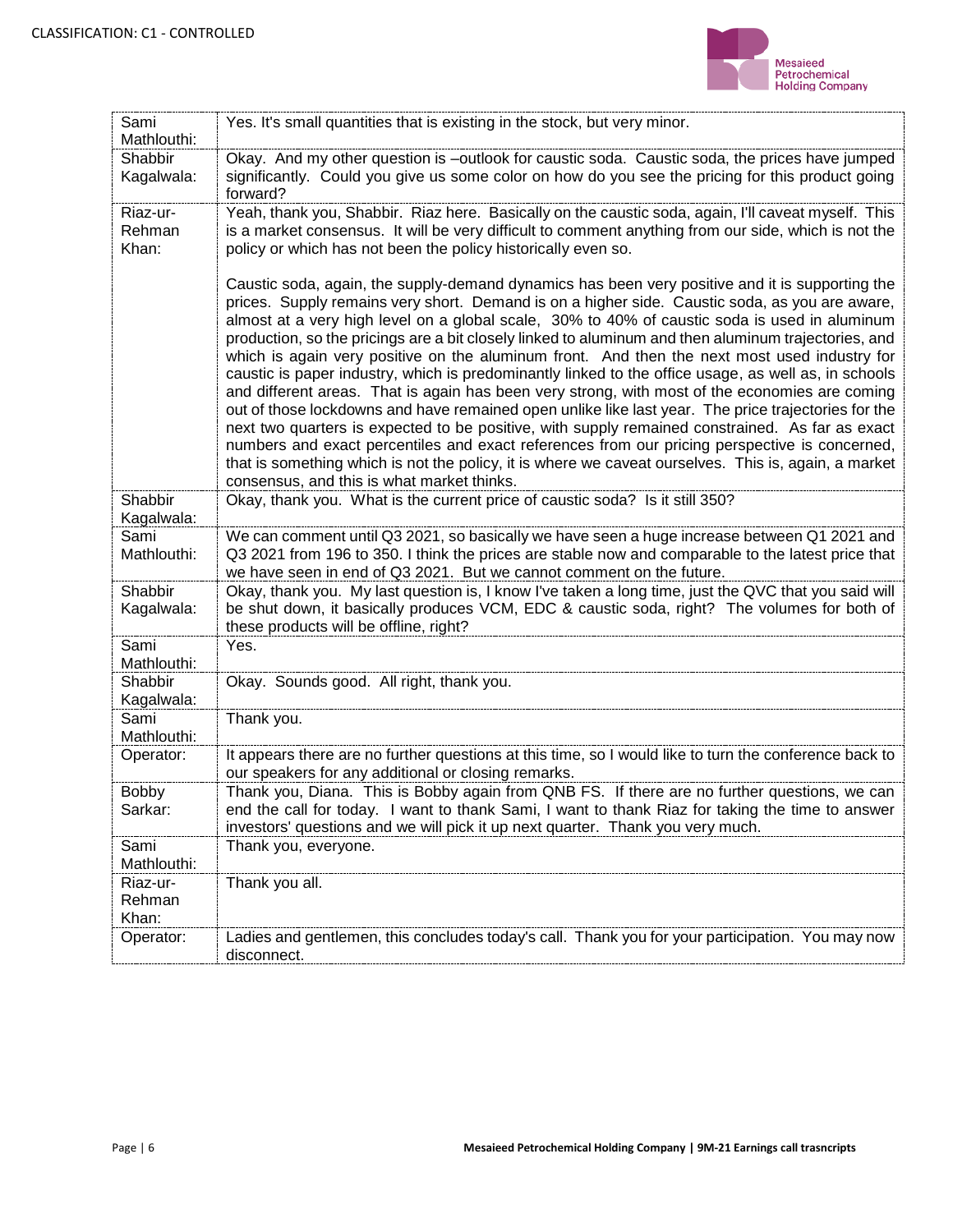| | |
|---|---|
| Sami Mathlouthi: | Yes. It's small quantities that is existing in the stock, but very minor. |
| Shabbir Kagalwala: | Okay. And my other question is –outlook for caustic soda. Caustic soda, the prices have jumped significantly. Could you give us some color on how do you see the pricing for this product going forward? |
| Riaz-ur-Rehman Khan: | Yeah, thank you, Shabbir. Riaz here. Basically on the caustic soda, again, I'll caveat myself. This is a market consensus. It will be very difficult to comment anything from our side, which is not the policy or which has not been the policy historically even so.<br><br>Caustic soda, again, the supply-demand dynamics has been very positive and it is supporting the prices. Supply remains very short. Demand is on a higher side. Caustic soda, as you are aware, almost at a very high level on a global scale, 30% to 40% of caustic soda is used in aluminum production, so the pricings are a bit closely linked to aluminum and then aluminum trajectories, and which is again very positive on the aluminum front. And then the next most used industry for caustic is paper industry, which is predominantly linked to the office usage, as well as, in schools and different areas. That is again has been very strong, with most of the economies are coming out of those lockdowns and have remained open unlike like last year. The price trajectories for the next two quarters is expected to be positive, with supply remained constrained. As far as exact numbers and exact percentiles and exact references from our pricing perspective is concerned, that is something which is not the policy, it is where we caveat ourselves. This is, again, a market consensus, and this is what market thinks. |
| Shabbir Kagalwala: | Okay, thank you. What is the current price of caustic soda? Is it still 350? |
| Sami Mathlouthi: | We can comment until Q3 2021, so basically we have seen a huge increase between Q1 2021 and Q3 2021 from 196 to 350. I think the prices are stable now and comparable to the latest price that we have seen in end of Q3 2021. But we cannot comment on the future. |
| Shabbir Kagalwala: | Okay, thank you. My last question is, I know I've taken a long time, just the QVC that you said will be shut down, it basically produces VCM, EDC & caustic soda, right? The volumes for both of these products will be offline, right? |
| Sami Mathlouthi: | Yes. |
| Shabbir Kagalwala: | Okay. Sounds good. All right, thank you. |
| Sami Mathlouthi: | Thank you. |
| Operator: | It appears there are no further questions at this time, so I would like to turn the conference back to our speakers for any additional or closing remarks. |
| Bobby Sarkar: | Thank you, Diana. This is Bobby again from QNB FS. If there are no further questions, we can end the call for today. I want to thank Sami, I want to thank Riaz for taking the time to answer investors' questions and we will pick it up next quarter. Thank you very much. |
| Sami Mathlouthi: | Thank you, everyone. |
| Riaz-ur-Rehman Khan: | Thank you all. |
| Operator: | Ladies and gentlemen, this concludes today's call. Thank you for your participation. You may now disconnect. |